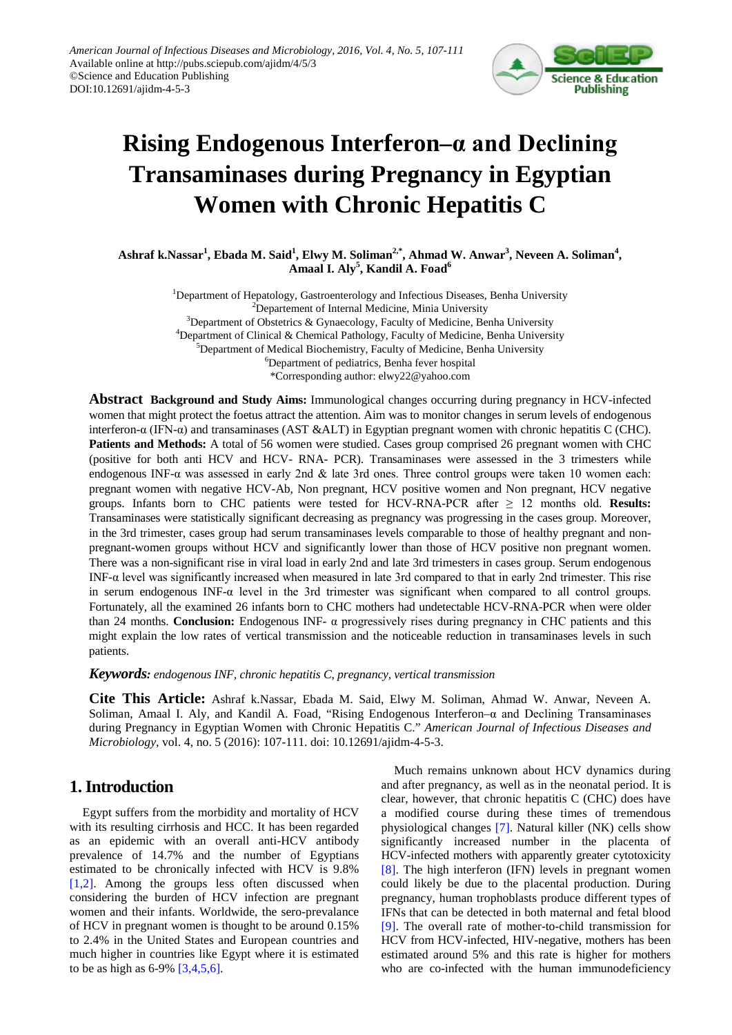American Journal of Infectious Diseases and Microbiology, 2016, Vol. 4, No. 5, 107-111
Available online at http://pubs.sciepub.com/ajidm/4/5/3
©Science and Education Publishing
DOI:10.12691/ajidm-4-5-3

# Rising Endogenous Interferon–α and Declining Transaminases during Pregnancy in Egyptian Women with Chronic Hepatitis C

**Ashraf k.Nassar[1], Ebada M. Said[1], Elwy M. Soliman[2,*], Ahmad W. Anwar[3], Neveen A. Soliman[4], Amaal I. Aly[5], Kandil A. Foad[6]**

[1]Department of Hepatology, Gastroenterology and Infectious Diseases, Benha University
[2]Departement of Internal Medicine, Minia University
[3]Department of Obstetrics & Gynaecology, Faculty of Medicine, Benha University
[4]Department of Clinical & Chemical Pathology, Faculty of Medicine, Benha University
[5]Department of Medical Biochemistry, Faculty of Medicine, Benha University
[6]Department of pediatrics, Benha fever hospital
*Corresponding author: elwy22@yahoo.com

**Abstract** **Background and Study Aims:** Immunological changes occurring during pregnancy in HCV-infected women that might protect the foetus attract the attention. Aim was to monitor changes in serum levels of endogenous interferon-α (IFN-α) and transaminases (AST &ALT) in Egyptian pregnant women with chronic hepatitis C (CHC). **Patients and Methods:** A total of 56 women were studied. Cases group comprised 26 pregnant women with CHC (positive for both anti HCV and HCV- RNA- PCR). Transaminases were assessed in the 3 trimesters while endogenous INF-α was assessed in early 2nd & late 3rd ones. Three control groups were taken 10 women each: pregnant women with negative HCV-Ab, Non pregnant, HCV positive women and Non pregnant, HCV negative groups. Infants born to CHC patients were tested for HCV-RNA-PCR after ≥ 12 months old. **Results:** Transaminases were statistically significant decreasing as pregnancy was progressing in the cases group. Moreover, in the 3rd trimester, cases group had serum transaminases levels comparable to those of healthy pregnant and non-pregnant-women groups without HCV and significantly lower than those of HCV positive non pregnant women. There was a non-significant rise in viral load in early 2nd and late 3rd trimesters in cases group. Serum endogenous INF-α level was significantly increased when measured in late 3rd compared to that in early 2nd trimester. This rise in serum endogenous INF-α level in the 3rd trimester was significant when compared to all control groups. Fortunately, all the examined 26 infants born to CHC mothers had undetectable HCV-RNA-PCR when were older than 24 months. **Conclusion:** Endogenous INF- α progressively rises during pregnancy in CHC patients and this might explain the low rates of vertical transmission and the noticeable reduction in transaminases levels in such patients.

***Keywords:*** *endogenous INF, chronic hepatitis C, pregnancy, vertical transmission*

**Cite This Article:** Ashraf k.Nassar, Ebada M. Said, Elwy M. Soliman, Ahmad W. Anwar, Neveen A. Soliman, Amaal I. Aly, and Kandil A. Foad, "Rising Endogenous Interferon–α and Declining Transaminases during Pregnancy in Egyptian Women with Chronic Hepatitis C." *American Journal of Infectious Diseases and Microbiology*, vol. 4, no. 5 (2016): 107-111. doi: 10.12691/ajidm-4-5-3.

## 1. Introduction

Egypt suffers from the morbidity and mortality of HCV with its resulting cirrhosis and HCC. It has been regarded as an epidemic with an overall anti-HCV antibody prevalence of 14.7% and the number of Egyptians estimated to be chronically infected with HCV is 9.8% [1,2]. Among the groups less often discussed when considering the burden of HCV infection are pregnant women and their infants. Worldwide, the sero-prevalance of HCV in pregnant women is thought to be around 0.15% to 2.4% in the United States and European countries and much higher in countries like Egypt where it is estimated to be as high as 6-9% [3,4,5,6].

Much remains unknown about HCV dynamics during and after pregnancy, as well as in the neonatal period. It is clear, however, that chronic hepatitis C (CHC) does have a modified course during these times of tremendous physiological changes [7]. Natural killer (NK) cells show significantly increased number in the placenta of HCV-infected mothers with apparently greater cytotoxicity [8]. The high interferon (IFN) levels in pregnant women could likely be due to the placental production. During pregnancy, human trophoblasts produce different types of IFNs that can be detected in both maternal and fetal blood [9]. The overall rate of mother-to-child transmission for HCV from HCV-infected, HIV-negative, mothers has been estimated around 5% and this rate is higher for mothers who are co-infected with the human immunodeficiency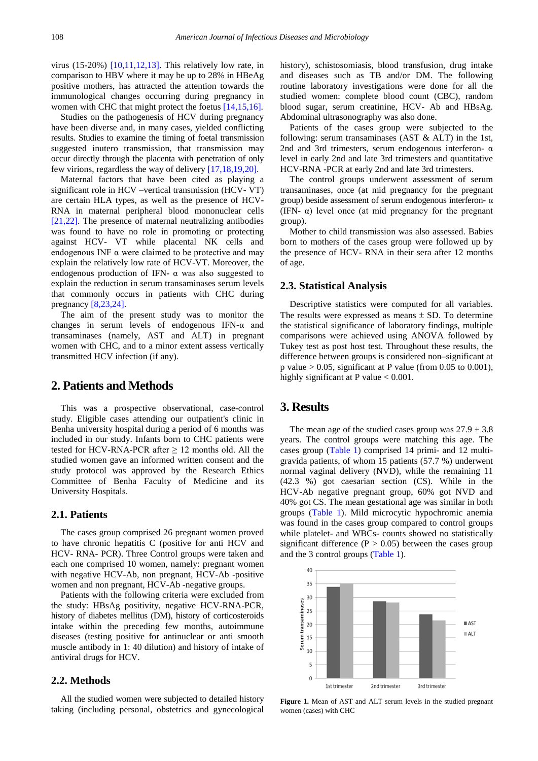virus (15-20%) [10,11,12,13]. This relatively low rate, in comparison to HBV where it may be up to 28% in HBeAg positive mothers, has attracted the attention towards the immunological changes occurring during pregnancy in women with CHC that might protect the foetus [14,15,16].

Studies on the pathogenesis of HCV during pregnancy have been diverse and, in many cases, yielded conflicting results. Studies to examine the timing of foetal transmission suggested inutero transmission, that transmission may occur directly through the placenta with penetration of only few virions, regardless the way of delivery [17,18,19,20].

Maternal factors that have been cited as playing a significant role in HCV –vertical transmission (HCV- VT) are certain HLA types, as well as the presence of HCV-RNA in maternal peripheral blood mononuclear cells [21,22]. The presence of maternal neutralizing antibodies was found to have no role in promoting or protecting against HCV- VT while placental NK cells and endogenous INF α were claimed to be protective and may explain the relatively low rate of HCV-VT. Moreover, the endogenous production of IFN- α was also suggested to explain the reduction in serum transaminases serum levels that commonly occurs in patients with CHC during pregnancy [8,23,24].

The aim of the present study was to monitor the changes in serum levels of endogenous IFN-α and transaminases (namely, AST and ALT) in pregnant women with CHC, and to a minor extent assess vertically transmitted HCV infection (if any).

## 2. Patients and Methods

This was a prospective observational, case-control study. Eligible cases attending our outpatient's clinic in Benha university hospital during a period of 6 months was included in our study. Infants born to CHC patients were tested for HCV-RNA-PCR after ≥ 12 months old. All the studied women gave an informed written consent and the study protocol was approved by the Research Ethics Committee of Benha Faculty of Medicine and its University Hospitals.

### 2.1. Patients

The cases group comprised 26 pregnant women proved to have chronic hepatitis C (positive for anti HCV and HCV- RNA- PCR). Three Control groups were taken and each one comprised 10 women, namely: pregnant women with negative HCV-Ab, non pregnant, HCV-Ab -positive women and non pregnant, HCV-Ab -negative groups.

Patients with the following criteria were excluded from the study: HBsAg positivity, negative HCV-RNA-PCR, history of diabetes mellitus (DM), history of corticosteroids intake within the preceding few months, autoimmune diseases (testing positive for antinuclear or anti smooth muscle antibody in 1: 40 dilution) and history of intake of antiviral drugs for HCV.

### 2.2. Methods

All the studied women were subjected to detailed history taking (including personal, obstetrics and gynecological history), schistosomiasis, blood transfusion, drug intake and diseases such as TB and/or DM. The following routine laboratory investigations were done for all the studied women: complete blood count (CBC), random blood sugar, serum creatinine, HCV- Ab and HBsAg. Abdominal ultrasonography was also done.

Patients of the cases group were subjected to the following: serum transaminases (AST & ALT) in the 1st, 2nd and 3rd trimesters, serum endogenous interferon- α level in early 2nd and late 3rd trimesters and quantitative HCV-RNA -PCR at early 2nd and late 3rd trimesters.

The control groups underwent assessment of serum transaminases, once (at mid pregnancy for the pregnant group) beside assessment of serum endogenous interferon- α (IFN- α) level once (at mid pregnancy for the pregnant group).

Mother to child transmission was also assessed. Babies born to mothers of the cases group were followed up by the presence of HCV- RNA in their sera after 12 months of age.

### 2.3. Statistical Analysis

Descriptive statistics were computed for all variables. The results were expressed as means ± SD. To determine the statistical significance of laboratory findings, multiple comparisons were achieved using ANOVA followed by Tukey test as post host test. Throughout these results, the difference between groups is considered non–significant at p value > 0.05, significant at P value (from 0.05 to 0.001), highly significant at P value < 0.001.

## 3. Results

The mean age of the studied cases group was 27.9 ± 3.8 years. The control groups were matching this age. The cases group (Table 1) comprised 14 primi- and 12 multi-gravida patients, of whom 15 patients (57.7 %) underwent normal vaginal delivery (NVD), while the remaining 11 (42.3 %) got caesarian section (CS). While in the HCV-Ab negative pregnant group, 60% got NVD and 40% got CS. The mean gestational age was similar in both groups (Table 1). Mild microcytic hypochromic anemia was found in the cases group compared to control groups while platelet- and WBCs- counts showed no statistically significant difference (P > 0.05) between the cases group and the 3 control groups (Table 1).

Serum transaminases

40
35
30
25
20
15
10
5
0

1st trimester
2nd trimester
3rd trimester

AST
ALT

**Figure 1.** Mean of AST and ALT serum levels in the studied pregnant women (cases) with CHC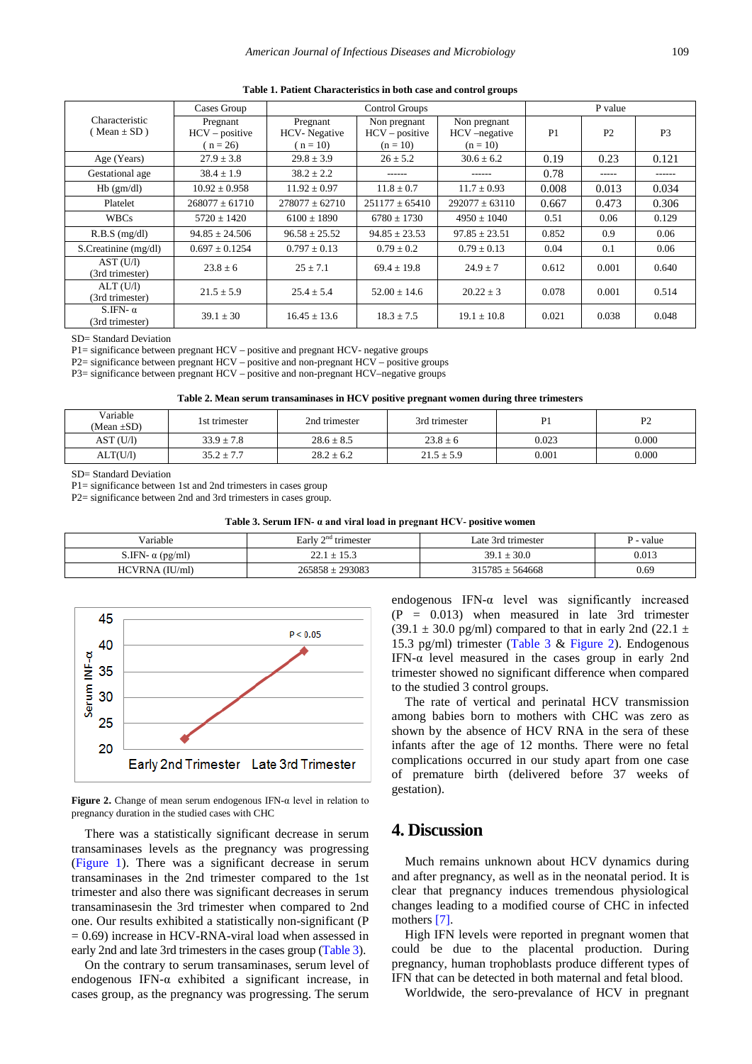**Table 1. Patient Characteristics in both case and control groups**

| Characteristic ( Mean ± SD ) | Cases Group | Control Groups | | | P value | | |
|---|---|---|---|---|---|---|---|
| | Pregnant HCV – positive ( n = 26) | Pregnant HCV- Negative ( n = 10) | Non pregnant HCV – positive (n = 10) | Non pregnant HCV –negative (n = 10) | P1 | P2 | P3 |
| Age (Years) | 27.9 ± 3.8 | 29.8 ± 3.9 | 26 ± 5.2 | 30.6 ± 6.2 | 0.19 | 0.23 | 0.121 |
| Gestational age | 38.4 ± 1.9 | 38.2 ± 2.2 | ------ | ------ | 0.78 | ----- | ------ |
| Hb (gm/dl) | 10.92 ± 0.958 | 11.92 ± 0.97 | 11.8 ± 0.7 | 11.7 ± 0.93 | 0.008 | 0.013 | 0.034 |
| Platelet | 268077 ± 61710 | 278077 ± 62710 | 251177 ± 65410 | 292077 ± 63110 | 0.667 | 0.473 | 0.306 |
| WBCs | 5720 ± 1420 | 6100 ± 1890 | 6780 ± 1730 | 4950 ± 1040 | 0.51 | 0.06 | 0.129 |
| R.B.S (mg/dl) | 94.85 ± 24.506 | 96.58 ± 25.52 | 94.85 ± 23.53 | 97.85 ± 23.51 | 0.852 | 0.9 | 0.06 |
| S.Creatinine (mg/dl) | 0.697 ± 0.1254 | 0.797 ± 0.13 | 0.79 ± 0.2 | 0.79 ± 0.13 | 0.04 | 0.1 | 0.06 |
| AST (U/l) (3rd trimester) | 23.8 ± 6 | 25 ± 7.1 | 69.4 ± 19.8 | 24.9 ± 7 | 0.612 | 0.001 | 0.640 |
| ALT (U/l) (3rd trimester) | 21.5 ± 5.9 | 25.4 ± 5.4 | 52.00 ± 14.6 | 20.22 ± 3 | 0.078 | 0.001 | 0.514 |
| S.IFN- α (3rd trimester) | 39.1 ± 30 | 16.45 ± 13.6 | 18.3 ± 7.5 | 19.1 ± 10.8 | 0.021 | 0.038 | 0.048 |

SD= Standard Deviation

P1= significance between pregnant HCV – positive and pregnant HCV- negative groups

P2= significance between pregnant HCV – positive and non-pregnant HCV – positive groups

P3= significance between pregnant HCV – positive and non-pregnant HCV–negative groups

**Table 2. Mean serum transaminases in HCV positive pregnant women during three trimesters**

| Variable (Mean ±SD) | 1st trimester | 2nd trimester | 3rd trimester | P1 | P2 |
|---|---|---|---|---|---|
| AST (U/l) | 33.9 ± 7.8 | 28.6 ± 8.5 | 23.8 ± 6 | 0.023 | 0.000 |
| ALT(U/l) | 35.2 ± 7.7 | 28.2 ± 6.2 | 21.5 ± 5.9 | 0.001 | 0.000 |

SD= Standard Deviation

P1= significance between 1st and 2nd trimesters in cases group

P2= significance between 2nd and 3rd trimesters in cases group.

**Table 3. Serum IFN- α and viral load in pregnant HCV- positive women**

| Variable | Early 2nd trimester | Late 3rd trimester | P - value |
|---|---|---|---|
| S.IFN- α (pg/ml) | 22.1 ± 15.3 | 39.1 ± 30.0 | 0.013 |
| HCVRNA (IU/ml) | 265858 ± 293083 | 315785 ± 564668 | 0.69 |

45
40
35
30
25
20
Serum INF-α
P < 0.05
Early 2nd Trimester
Late 3rd Trimester

**Figure 2.** Change of mean serum endogenous IFN-α level in relation to pregnancy duration in the studied cases with CHC

There was a statistically significant decrease in serum transaminases levels as the pregnancy was progressing (Figure 1). There was a significant decrease in serum transaminases in the 2nd trimester compared to the 1st trimester and also there was significant decreases in serum transaminasesin the 3rd trimester when compared to 2nd one. Our results exhibited a statistically non-significant (P = 0.69) increase in HCV-RNA-viral load when assessed in early 2nd and late 3rd trimesters in the cases group (Table 3).

On the contrary to serum transaminases, serum level of endogenous IFN-α exhibited a significant increase, in cases group, as the pregnancy was progressing. The serum endogenous IFN-α level was significantly increased (P = 0.013) when measured in late 3rd trimester (39.1 ± 30.0 pg/ml) compared to that in early 2nd (22.1 ± 15.3 pg/ml) trimester (Table 3 & Figure 2). Endogenous IFN-α level measured in the cases group in early 2nd trimester showed no significant difference when compared to the studied 3 control groups.

The rate of vertical and perinatal HCV transmission among babies born to mothers with CHC was zero as shown by the absence of HCV RNA in the sera of these infants after the age of 12 months. There were no fetal complications occurred in our study apart from one case of premature birth (delivered before 37 weeks of gestation).

## 4. Discussion

Much remains unknown about HCV dynamics during and after pregnancy, as well as in the neonatal period. It is clear that pregnancy induces tremendous physiological changes leading to a modified course of CHC in infected mothers [7].

High IFN levels were reported in pregnant women that could be due to the placental production. During pregnancy, human trophoblasts produce different types of IFN that can be detected in both maternal and fetal blood.

Worldwide, the sero-prevalance of HCV in pregnant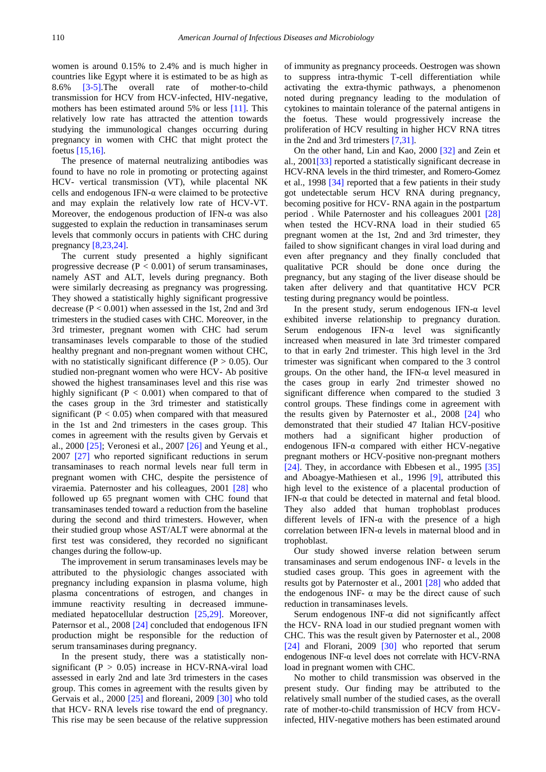women is around 0.15% to 2.4% and is much higher in countries like Egypt where it is estimated to be as high as 8.6% [3-5].The overall rate of mother-to-child transmission for HCV from HCV-infected, HIV-negative, mothers has been estimated around 5% or less [11]. This relatively low rate has attracted the attention towards studying the immunological changes occurring during pregnancy in women with CHC that might protect the foetus [15,16].

The presence of maternal neutralizing antibodies was found to have no role in promoting or protecting against HCV- vertical transmission (VT), while placental NK cells and endogenous IFN-α were claimed to be protective and may explain the relatively low rate of HCV-VT. Moreover, the endogenous production of IFN-α was also suggested to explain the reduction in transaminases serum levels that commonly occurs in patients with CHC during pregnancy [8,23,24].

The current study presented a highly significant progressive decrease ($P < 0.001$) of serum transaminases, namely AST and ALT, levels during pregnancy. Both were similarly decreasing as pregnancy was progressing. They showed a statistically highly significant progressive decrease ($P < 0.001$) when assessed in the 1st, 2nd and 3rd trimesters in the studied cases with CHC. Moreover, in the 3rd trimester, pregnant women with CHC had serum transaminases levels comparable to those of the studied healthy pregnant and non-pregnant women without CHC, with no statistically significant difference ($P > 0.05$). Our studied non-pregnant women who were HCV- Ab positive showed the highest transaminases level and this rise was highly significant ($P < 0.001$) when compared to that of the cases group in the 3rd trimester and statistically significant ($P < 0.05$) when compared with that measured in the 1st and 2nd trimesters in the cases group. This comes in agreement with the results given by Gervais et al., 2000 [25]; Veronesi et al., 2007 [26] and Yeung et al., 2007 [27] who reported significant reductions in serum transaminases to reach normal levels near full term in pregnant women with CHC, despite the persistence of viraemia. Paternoster and his colleagues, 2001 [28] who followed up 65 pregnant women with CHC found that transaminases tended toward a reduction from the baseline during the second and third trimesters. However, when their studied group whose AST/ALT were abnormal at the first test was considered, they recorded no significant changes during the follow-up.

The improvement in serum transaminases levels may be attributed to the physiologic changes associated with pregnancy including expansion in plasma volume, high plasma concentrations of estrogen, and changes in immune reactivity resulting in decreased immune-mediated hepatocellular destruction [25,29]. Moreover, Paternsor et al., 2008 [24] concluded that endogenous IFN production might be responsible for the reduction of serum transaminases during pregnancy.

In the present study, there was a statistically non-significant ($P > 0.05$) increase in HCV-RNA-viral load assessed in early 2nd and late 3rd trimesters in the cases group. This comes in agreement with the results given by Gervais et al., 2000 [25] and floreani, 2009 [30] who told that HCV- RNA levels rise toward the end of pregnancy. This rise may be seen because of the relative suppression of immunity as pregnancy proceeds. Oestrogen was shown to suppress intra-thymic T-cell differentiation while activating the extra-thymic pathways, a phenomenon noted during pregnancy leading to the modulation of cytokines to maintain tolerance of the paternal antigens in the foetus. These would progressively increase the proliferation of HCV resulting in higher HCV RNA titres in the 2nd and 3rd trimesters [7,31].

On the other hand, Lin and Kao, 2000 [32] and Zein et al., 2001[33] reported a statistically significant decrease in HCV-RNA levels in the third trimester, and Romero-Gomez et al., 1998 [34] reported that a few patients in their study got undetectable serum HCV RNA during pregnancy, becoming positive for HCV- RNA again in the postpartum period . While Paternoster and his colleagues 2001 [28] when tested the HCV-RNA load in their studied 65 pregnant women at the 1st, 2nd and 3rd trimester, they failed to show significant changes in viral load during and even after pregnancy and they finally concluded that qualitative PCR should be done once during the pregnancy, but any staging of the liver disease should be taken after delivery and that quantitative HCV PCR testing during pregnancy would be pointless.

In the present study, serum endogenous IFN-α level exhibited inverse relationship to pregnancy duration. Serum endogenous IFN-α level was significantly increased when measured in late 3rd trimester compared to that in early 2nd trimester. This high level in the 3rd trimester was significant when compared to the 3 control groups. On the other hand, the IFN-α level measured in the cases group in early 2nd trimester showed no significant difference when compared to the studied 3 control groups. These findings come in agreement with the results given by Paternoster et al., 2008 [24] who demonstrated that their studied 47 Italian HCV-positive mothers had a significant higher production of endogenous IFN-α compared with either HCV-negative pregnant mothers or HCV-positive non-pregnant mothers [24]. They, in accordance with Ebbesen et al., 1995 [35] and Aboagye-Mathiesen et al., 1996 [9], attributed this high level to the existence of a placental production of IFN-α that could be detected in maternal and fetal blood. They also added that human trophoblast produces different levels of IFN-α with the presence of a high correlation between IFN-α levels in maternal blood and in trophoblast.

Our study showed inverse relation between serum transaminases and serum endogenous INF- α levels in the studied cases group. This goes in agreement with the results got by Paternoster et al., 2001 [28] who added that the endogenous INF- α may be the direct cause of such reduction in transaminases levels.

Serum endogenous INF-α did not significantly affect the HCV- RNA load in our studied pregnant women with CHC. This was the result given by Paternoster et al., 2008 [24] and Florani, 2009 [30] who reported that serum endogenous INF-α level does not correlate with HCV-RNA load in pregnant women with CHC.

No mother to child transmission was observed in the present study. Our finding may be attributed to the relatively small number of the studied cases, as the overall rate of mother-to-child transmission of HCV from HCV-infected, HIV-negative mothers has been estimated around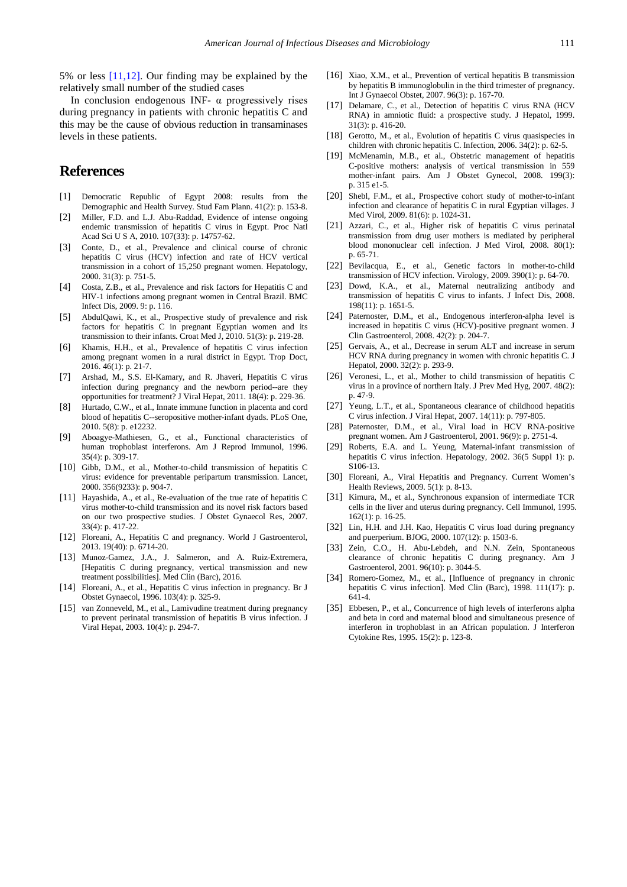5% or less [11,12]. Our finding may be explained by the relatively small number of the studied cases

In conclusion endogenous INF- $\alpha$ progressively rises during pregnancy in patients with chronic hepatitis C and this may be the cause of obvious reduction in transaminases levels in these patients.

# References

[1] Democratic Republic of Egypt 2008: results from the Demographic and Health Survey. Stud Fam Plann. 41(2): p. 153-8.

[2] Miller, F.D. and L.J. Abu-Raddad, Evidence of intense ongoing endemic transmission of hepatitis C virus in Egypt. Proc Natl Acad Sci U S A, 2010. 107(33): p. 14757-62.

[3] Conte, D., et al., Prevalence and clinical course of chronic hepatitis C virus (HCV) infection and rate of HCV vertical transmission in a cohort of 15,250 pregnant women. Hepatology, 2000. 31(3): p. 751-5.

[4] Costa, Z.B., et al., Prevalence and risk factors for Hepatitis C and HIV-1 infections among pregnant women in Central Brazil. BMC Infect Dis, 2009. 9: p. 116.

[5] AbdulQawi, K., et al., Prospective study of prevalence and risk factors for hepatitis C in pregnant Egyptian women and its transmission to their infants. Croat Med J, 2010. 51(3): p. 219-28.

[6] Khamis, H.H., et al., Prevalence of hepatitis C virus infection among pregnant women in a rural district in Egypt. Trop Doct, 2016. 46(1): p. 21-7.

[7] Arshad, M., S.S. El-Kamary, and R. Jhaveri, Hepatitis C virus infection during pregnancy and the newborn period--are they opportunities for treatment? J Viral Hepat, 2011. 18(4): p. 229-36.

[8] Hurtado, C.W., et al., Innate immune function in placenta and cord blood of hepatitis C--seropositive mother-infant dyads. PLoS One, 2010. 5(8): p. e12232.

[9] Aboagye-Mathiesen, G., et al., Functional characteristics of human trophoblast interferons. Am J Reprod Immunol, 1996. 35(4): p. 309-17.

[10] Gibb, D.M., et al., Mother-to-child transmission of hepatitis C virus: evidence for preventable peripartum transmission. Lancet, 2000. 356(9233): p. 904-7.

[11] Hayashida, A., et al., Re-evaluation of the true rate of hepatitis C virus mother-to-child transmission and its novel risk factors based on our two prospective studies. J Obstet Gynaecol Res, 2007. 33(4): p. 417-22.

[12] Floreani, A., Hepatitis C and pregnancy. World J Gastroenterol, 2013. 19(40): p. 6714-20.

[13] Munoz-Gamez, J.A., J. Salmeron, and A. Ruiz-Extremera, [Hepatitis C during pregnancy, vertical transmission and new treatment possibilities]. Med Clin (Barc), 2016.

[14] Floreani, A., et al., Hepatitis C virus infection in pregnancy. Br J Obstet Gynaecol, 1996. 103(4): p. 325-9.

[15] van Zonneveld, M., et al., Lamivudine treatment during pregnancy to prevent perinatal transmission of hepatitis B virus infection. J Viral Hepat, 2003. 10(4): p. 294-7.

[16] Xiao, X.M., et al., Prevention of vertical hepatitis B transmission by hepatitis B immunoglobulin in the third trimester of pregnancy. Int J Gynaecol Obstet, 2007. 96(3): p. 167-70.

[17] Delamare, C., et al., Detection of hepatitis C virus RNA (HCV RNA) in amniotic fluid: a prospective study. J Hepatol, 1999. 31(3): p. 416-20.

[18] Gerotto, M., et al., Evolution of hepatitis C virus quasispecies in children with chronic hepatitis C. Infection, 2006. 34(2): p. 62-5.

[19] McMenamin, M.B., et al., Obstetric management of hepatitis C-positive mothers: analysis of vertical transmission in 559 mother-infant pairs. Am J Obstet Gynecol, 2008. 199(3): p. 315 e1-5.

[20] Shebl, F.M., et al., Prospective cohort study of mother-to-infant infection and clearance of hepatitis C in rural Egyptian villages. J Med Virol, 2009. 81(6): p. 1024-31.

[21] Azzari, C., et al., Higher risk of hepatitis C virus perinatal transmission from drug user mothers is mediated by peripheral blood mononuclear cell infection. J Med Virol, 2008. 80(1): p. 65-71.

[22] Bevilacqua, E., et al., Genetic factors in mother-to-child transmission of HCV infection. Virology, 2009. 390(1): p. 64-70.

[23] Dowd, K.A., et al., Maternal neutralizing antibody and transmission of hepatitis C virus to infants. J Infect Dis, 2008. 198(11): p. 1651-5.

[24] Paternoster, D.M., et al., Endogenous interferon-alpha level is increased in hepatitis C virus (HCV)-positive pregnant women. J Clin Gastroenterol, 2008. 42(2): p. 204-7.

[25] Gervais, A., et al., Decrease in serum ALT and increase in serum HCV RNA during pregnancy in women with chronic hepatitis C. J Hepatol, 2000. 32(2): p. 293-9.

[26] Veronesi, L., et al., Mother to child transmission of hepatitis C virus in a province of northern Italy. J Prev Med Hyg, 2007. 48(2): p. 47-9.

[27] Yeung, L.T., et al., Spontaneous clearance of childhood hepatitis C virus infection. J Viral Hepat, 2007. 14(11): p. 797-805.

[28] Paternoster, D.M., et al., Viral load in HCV RNA-positive pregnant women. Am J Gastroenterol, 2001. 96(9): p. 2751-4.

[29] Roberts, E.A. and L. Yeung, Maternal-infant transmission of hepatitis C virus infection. Hepatology, 2002. 36(5 Suppl 1): p. S106-13.

[30] Floreani, A., Viral Hepatitis and Pregnancy. Current Women's Health Reviews, 2009. 5(1): p. 8-13.

[31] Kimura, M., et al., Synchronous expansion of intermediate TCR cells in the liver and uterus during pregnancy. Cell Immunol, 1995. 162(1): p. 16-25.

[32] Lin, H.H. and J.H. Kao, Hepatitis C virus load during pregnancy and puerperium. BJOG, 2000. 107(12): p. 1503-6.

[33] Zein, C.O., H. Abu-Lebdeh, and N.N. Zein, Spontaneous clearance of chronic hepatitis C during pregnancy. Am J Gastroenterol, 2001. 96(10): p. 3044-5.

[34] Romero-Gomez, M., et al., [Influence of pregnancy in chronic hepatitis C virus infection]. Med Clin (Barc), 1998. 111(17): p. 641-4.

[35] Ebbesen, P., et al., Concurrence of high levels of interferons alpha and beta in cord and maternal blood and simultaneous presence of interferon in trophoblast in an African population. J Interferon Cytokine Res, 1995. 15(2): p. 123-8.